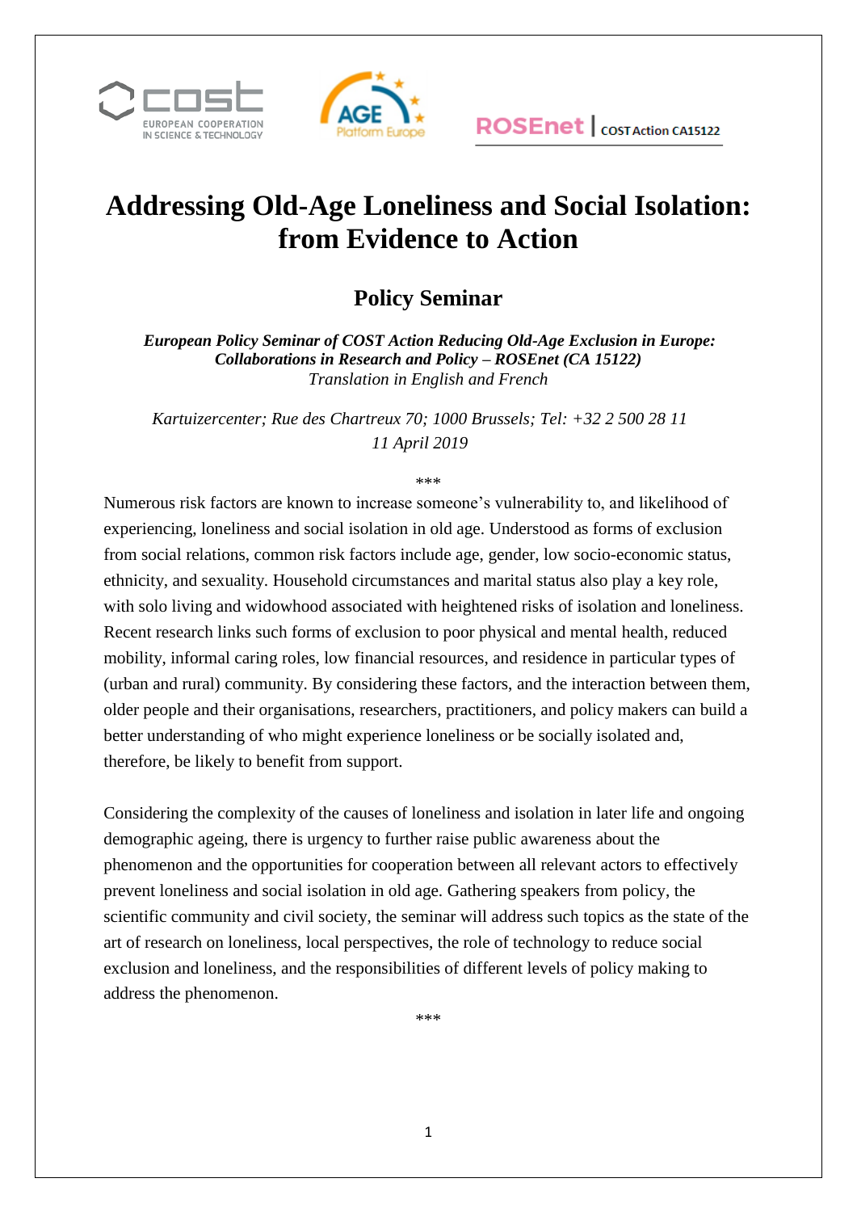# Addressing Old-Age Loneliness and Social Isolation: from Evidence to Action

## Policy Seminar

***European Policy Seminar of COST Action Reducing Old-Age Exclusion in Europe: Collaborations in Research and Policy – ROSEnet (CA 15122)***
*Translation in English and French*

*Kartuizercenter; Rue des Chartreux 70; 1000 Brussels; Tel: +32 2 500 28 11*
*11 April 2019*

\*\*\*

Numerous risk factors are known to increase someone's vulnerability to, and likelihood of experiencing, loneliness and social isolation in old age. Understood as forms of exclusion from social relations, common risk factors include age, gender, low socio-economic status, ethnicity, and sexuality. Household circumstances and marital status also play a key role, with solo living and widowhood associated with heightened risks of isolation and loneliness. Recent research links such forms of exclusion to poor physical and mental health, reduced mobility, informal caring roles, low financial resources, and residence in particular types of (urban and rural) community. By considering these factors, and the interaction between them, older people and their organisations, researchers, practitioners, and policy makers can build a better understanding of who might experience loneliness or be socially isolated and, therefore, be likely to benefit from support.

Considering the complexity of the causes of loneliness and isolation in later life and ongoing demographic ageing, there is urgency to further raise public awareness about the phenomenon and the opportunities for cooperation between all relevant actors to effectively prevent loneliness and social isolation in old age. Gathering speakers from policy, the scientific community and civil society, the seminar will address such topics as the state of the art of research on loneliness, local perspectives, the role of technology to reduce social exclusion and loneliness, and the responsibilities of different levels of policy making to address the phenomenon.

\*\*\*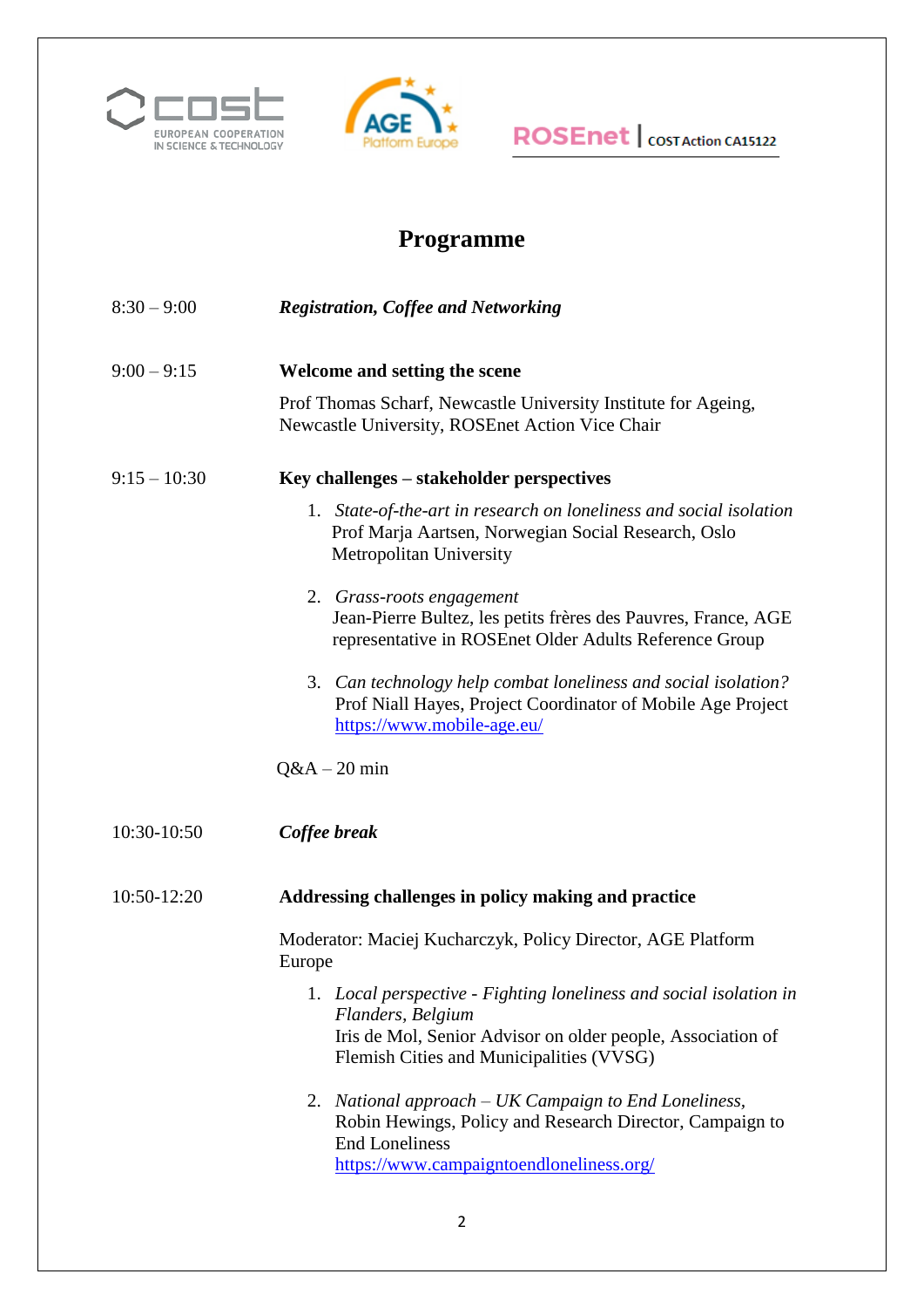# Programme

8:30 – 9:00 ***Registration, Coffee and Networking***

9:00 – 9:15 **Welcome and setting the scene**

Prof Thomas Scharf, Newcastle University Institute for Ageing, Newcastle University, ROSEnet Action Vice Chair

9:15 – 10:30 **Key challenges – stakeholder perspectives**

1. *State-of-the-art in research on loneliness and social isolation*
   Prof Marja Aartsen, Norwegian Social Research, Oslo Metropolitan University

2. *Grass-roots engagement*
   Jean-Pierre Bultez, les petits frères des Pauvres, France, AGE representative in ROSEnet Older Adults Reference Group

3. *Can technology help combat loneliness and social isolation?*
   Prof Niall Hayes, Project Coordinator of Mobile Age Project
   https://www.mobile-age.eu/

Q&A – 20 min

10:30-10:50 ***Coffee break***

10:50-12:20 **Addressing challenges in policy making and practice**

Moderator: Maciej Kucharczyk, Policy Director, AGE Platform Europe

1. *Local perspective - Fighting loneliness and social isolation in Flanders, Belgium*
   Iris de Mol, Senior Advisor on older people, Association of Flemish Cities and Municipalities (VVSG)

2. *National approach – UK Campaign to End Loneliness,*
   Robin Hewings, Policy and Research Director, Campaign to End Loneliness
   https://www.campaigntoendloneliness.org/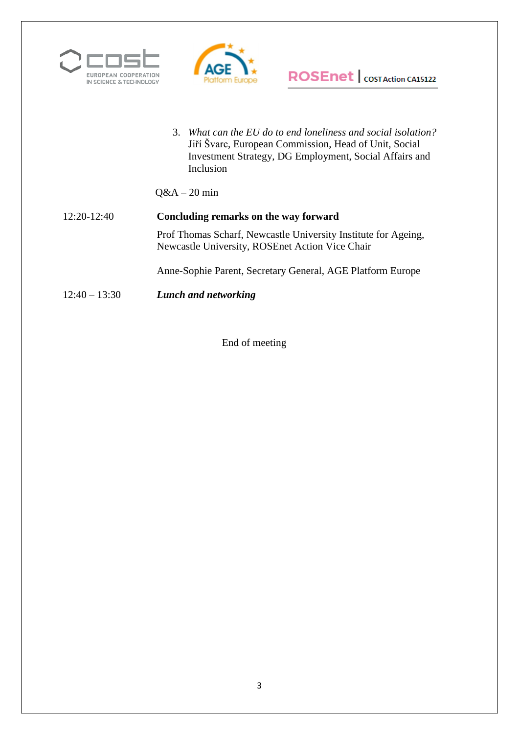3. *What can the EU do to end loneliness and social isolation?* Jiří Švarc, European Commission, Head of Unit, Social Investment Strategy, DG Employment, Social Affairs and Inclusion

Q&A – 20 min

| | |
|---|---|
| 12:20-12:40 | **Concluding remarks on the way forward**<br><br>Prof Thomas Scharf, Newcastle University Institute for Ageing, Newcastle University, ROSEnet Action Vice Chair<br><br>Anne-Sophie Parent, Secretary General, AGE Platform Europe |
| 12:40 – 13:30 | ***Lunch and networking*** |

End of meeting